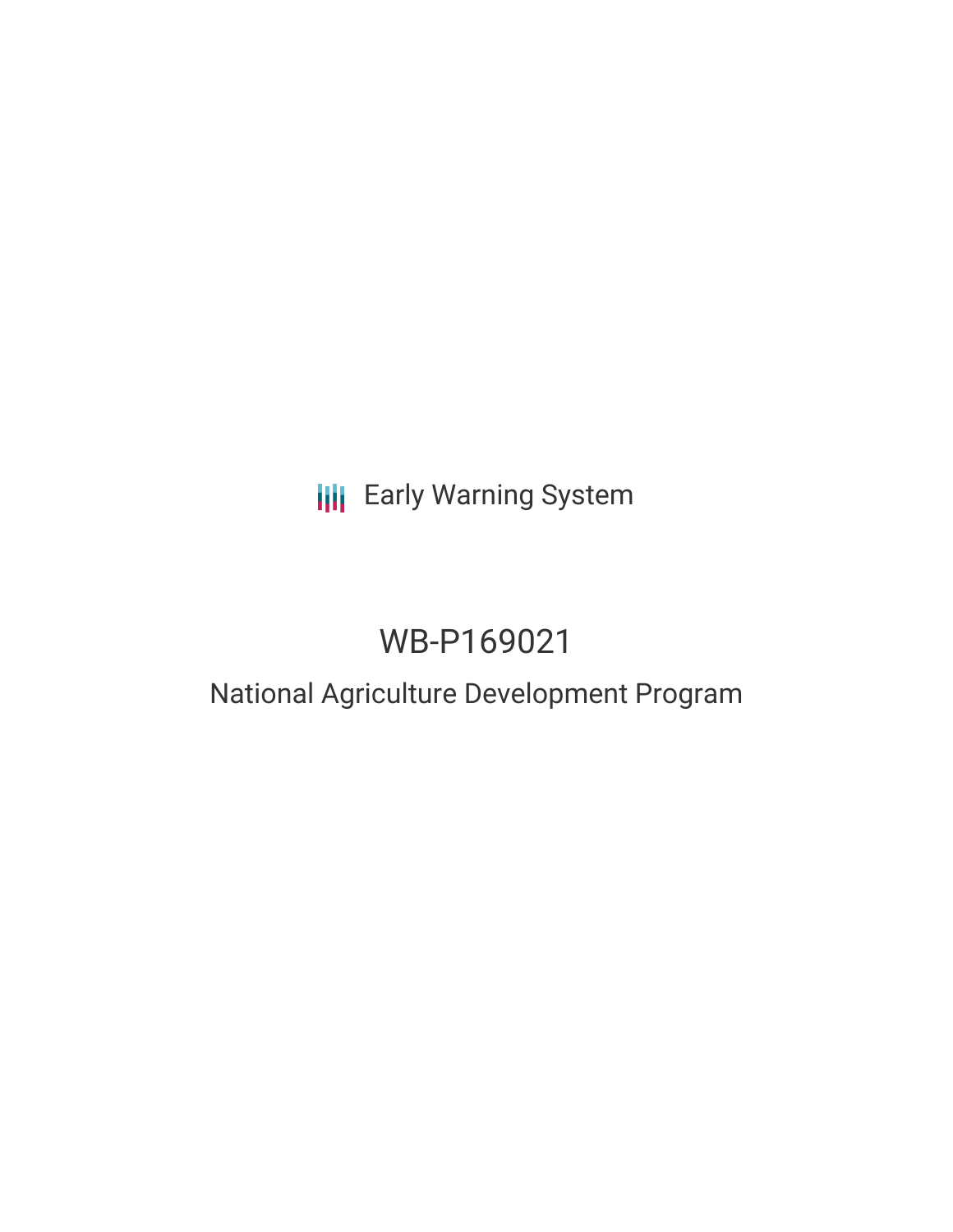Early Warning System

# WB-P169021

## National Agriculture Development Program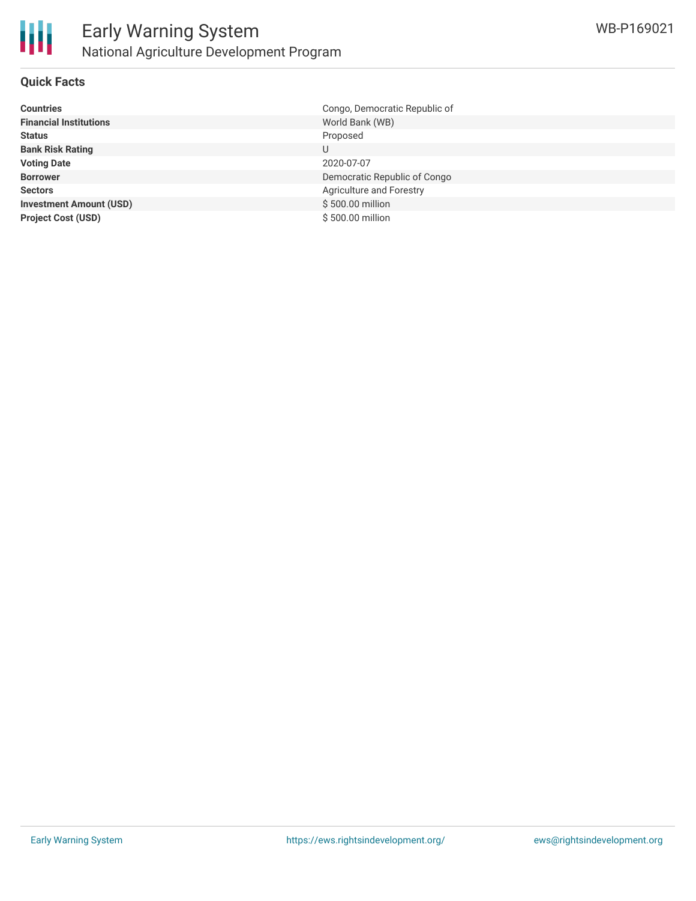# Early Warning System

## National Agriculture Development Program

WB-P169021

### Quick Facts

| | |
|---|---|
| **Countries** | Congo, Democratic Republic of |
| **Financial Institutions** | World Bank (WB) |
| **Status** | Proposed |
| **Bank Risk Rating** | U |
| **Voting Date** | 2020-07-07 |
| **Borrower** | Democratic Republic of Congo |
| **Sectors** | Agriculture and Forestry |
| **Investment Amount (USD)** | $ 500.00 million |
| **Project Cost (USD)** | $ 500.00 million |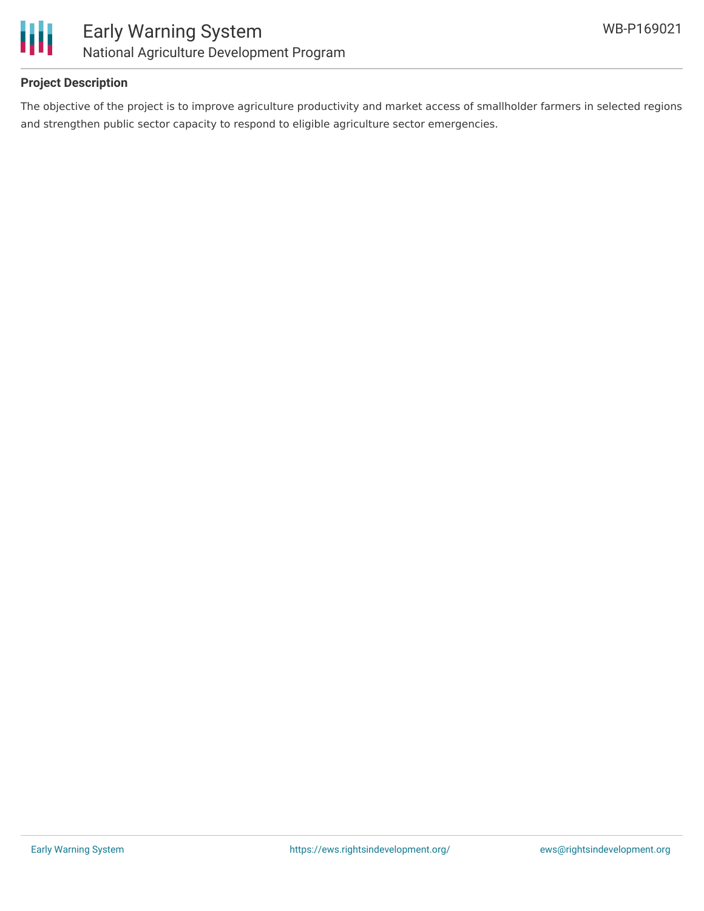### Project Description

The objective of the project is to improve agriculture productivity and market access of smallholder farmers in selected regions and strengthen public sector capacity to respond to eligible agriculture sector emergencies.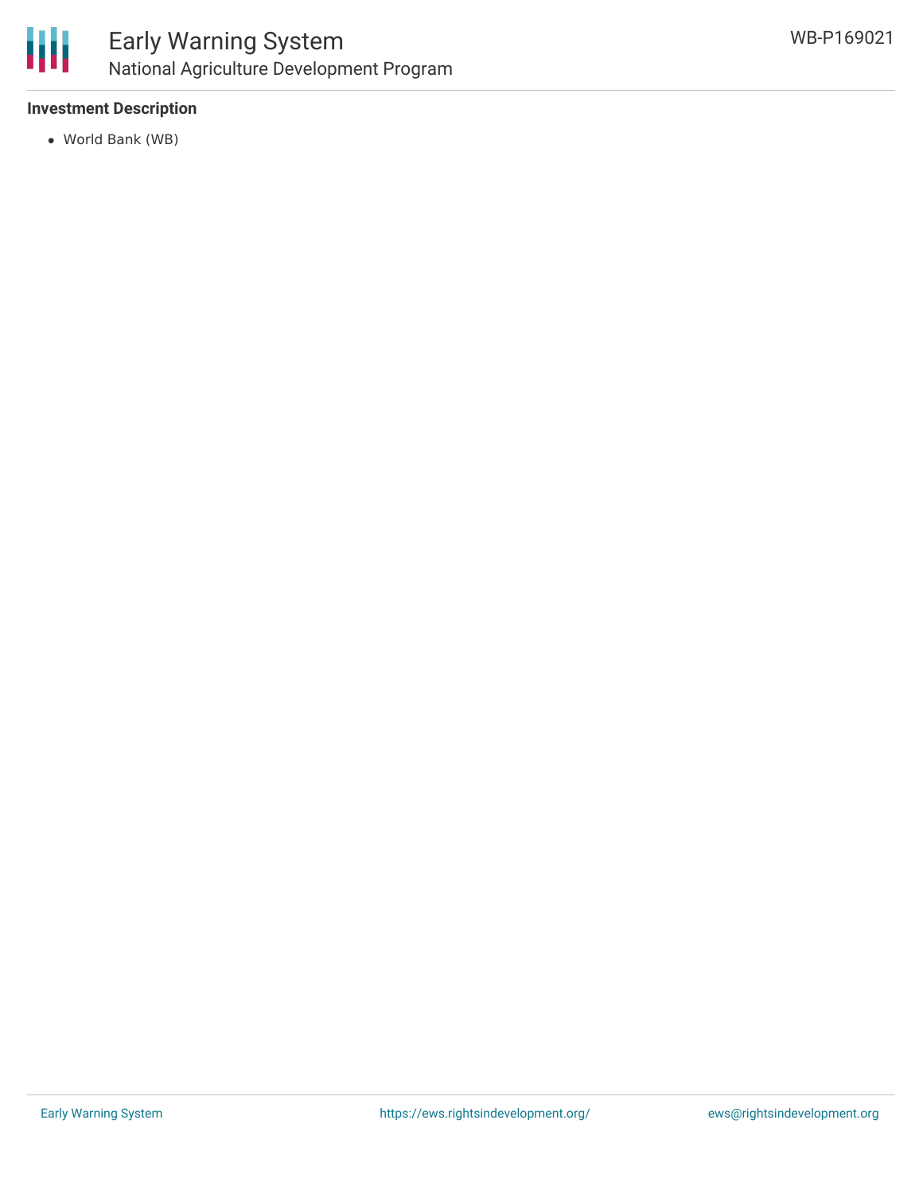**Investment Description**

- World Bank (WB)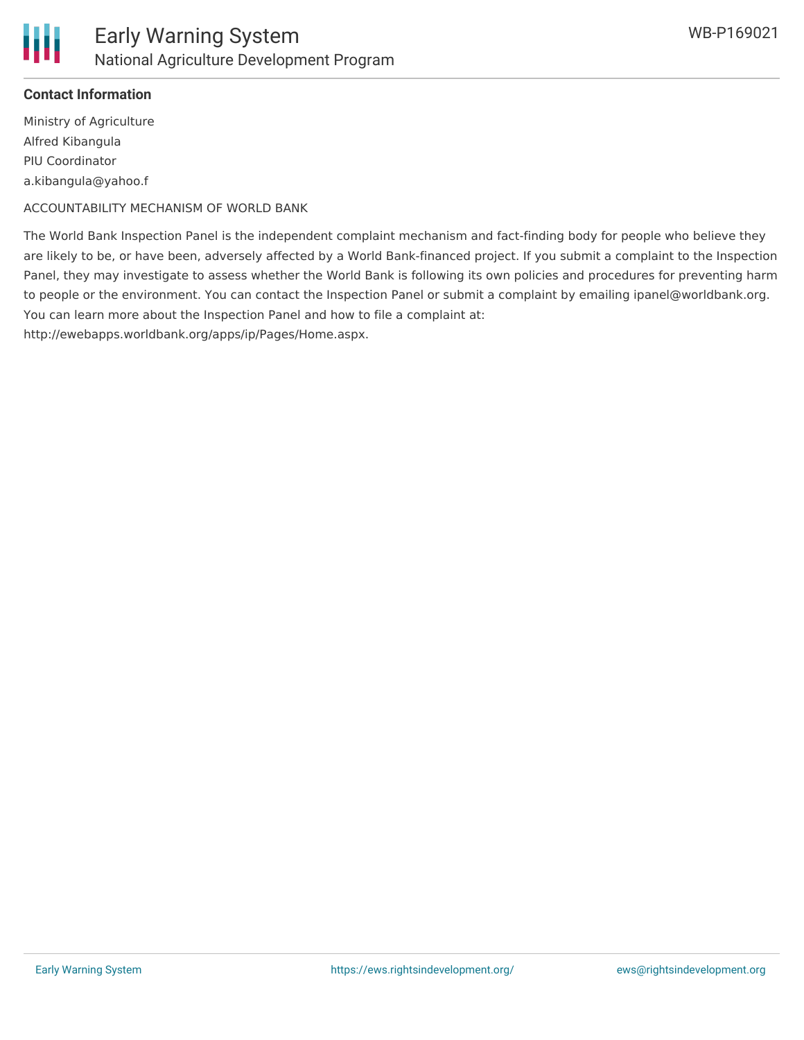**Contact Information**

Ministry of Agriculture
Alfred Kibangula
PIU Coordinator
a.kibangula@yahoo.f

ACCOUNTABILITY MECHANISM OF WORLD BANK

The World Bank Inspection Panel is the independent complaint mechanism and fact-finding body for people who believe they are likely to be, or have been, adversely affected by a World Bank-financed project. If you submit a complaint to the Inspection Panel, they may investigate to assess whether the World Bank is following its own policies and procedures for preventing harm to people or the environment. You can contact the Inspection Panel or submit a complaint by emailing ipanel@worldbank.org. You can learn more about the Inspection Panel and how to file a complaint at: http://ewebapps.worldbank.org/apps/ip/Pages/Home.aspx.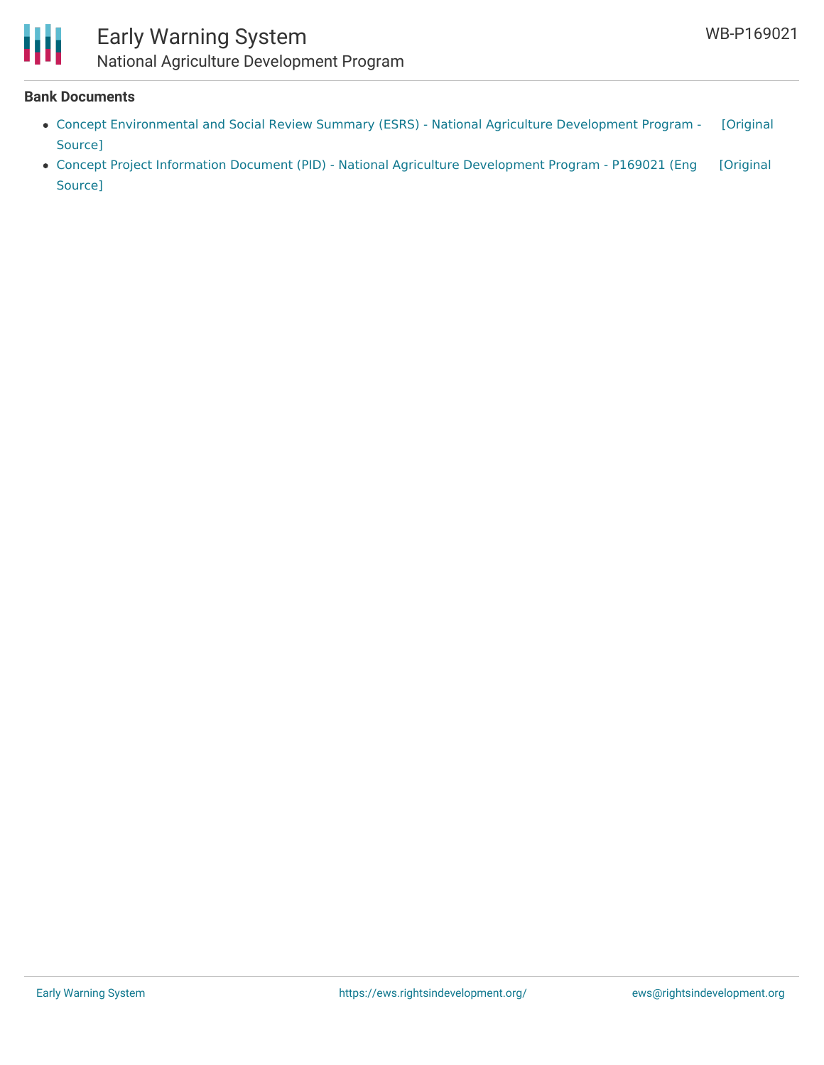### Bank Documents

- Concept Environmental and Social Review Summary (ESRS) - National Agriculture Development Program - [Original Source]
- Concept Project Information Document (PID) - National Agriculture Development Program - P169021 (Eng [Original Source]